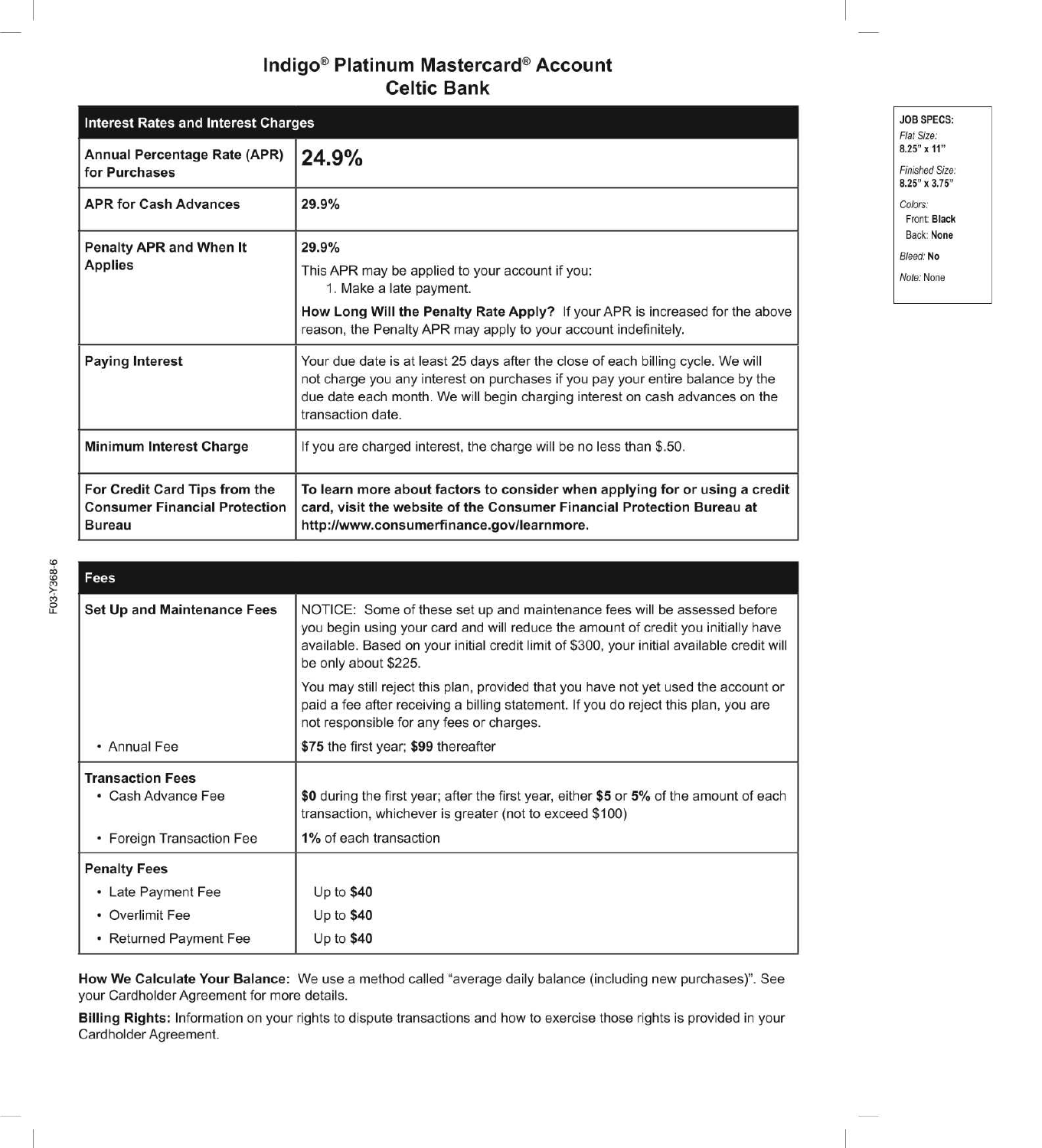# Indigo® Platinum Mastercard® Account
## Celtic Bank

| Interest Rates and Interest Charges | |
|---|---|
| **Annual Percentage Rate (APR) for Purchases** | **24.9%** |
| **APR for Cash Advances** | **29.9%** |
| **Penalty APR and When It Applies** | **29.9%**<br>This APR may be applied to your account if you:<br>1. Make a late payment.<br>**How Long Will the Penalty Rate Apply?** If your APR is increased for the above reason, the Penalty APR may apply to your account indefinitely. |
| **Paying Interest** | Your due date is at least 25 days after the close of each billing cycle. We will not charge you any interest on purchases if you pay your entire balance by the due date each month. We will begin charging interest on cash advances on the transaction date. |
| **Minimum Interest Charge** | If you are charged interest, the charge will be no less than $.50. |
| **For Credit Card Tips from the Consumer Financial Protection Bureau** | **To learn more about factors to consider when applying for or using a credit card, visit the website of the Consumer Financial Protection Bureau at http://www.consumerfinance.gov/learnmore.** |

| Fees | |
|---|---|
| **Set Up and Maintenance Fees** | NOTICE: Some of these set up and maintenance fees will be assessed before you begin using your card and will reduce the amount of credit you initially have available. Based on your initial credit limit of $300, your initial available credit will be only about $225.<br>You may still reject this plan, provided that you have not yet used the account or paid a fee after receiving a billing statement. If you do reject this plan, you are not responsible for any fees or charges. |
| • Annual Fee | **$75** the first year; **$99** thereafter |
| **Transaction Fees** | |
| • Cash Advance Fee | **$0** during the first year; after the first year, either **$5** or **5%** of the amount of each transaction, whichever is greater (not to exceed $100) |
| • Foreign Transaction Fee | **1%** of each transaction |
| **Penalty Fees** | |
| • Late Payment Fee | Up to **$40** |
| • Overlimit Fee | Up to **$40** |
| • Returned Payment Fee | Up to **$40** |

**How We Calculate Your Balance:** We use a method called "average daily balance (including new purchases)". See your Cardholder Agreement for more details.

**Billing Rights:** Information on your rights to dispute transactions and how to exercise those rights is provided in your Cardholder Agreement.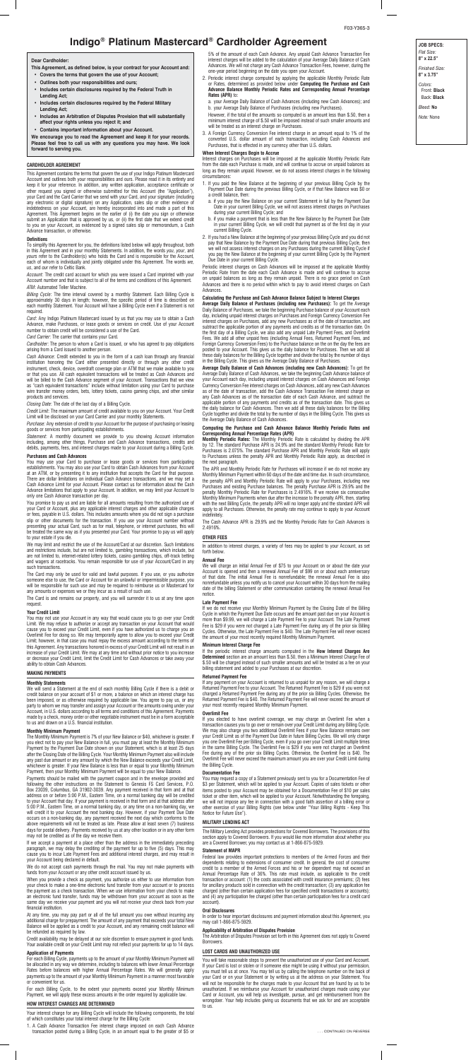# Indigo® Platinum Mastercard® Cardholder Agreement

**Dear Cardholder:**

**This Agreement, as defined below, is your contract for your Account and:**

- **Covers the terms that govern the use of your Account;**
- **Outlines both your responsibilities and ours;**
- **Includes certain disclosures required by the Federal Truth in Lending Act;**
- **Includes certain disclosures required by the Federal Military Lending Act;**
- **Includes an Arbitration of Disputes Provision that will substantially affect your rights unless you reject it; and**
- **Contains important information about your Account.**

**We encourage you to read the Agreement and keep it for your records. Please feel free to call us with any questions you may have. We look forward to serving you.**

## CARDHOLDER AGREEMENT

This Agreement contains the terms that govern the use of your Indigo Platinum Mastercard Account and outlines both your responsibilities and ours. Please read it in its entirety and keep it for your reference. In addition, any written application, acceptance certificate or other request you signed or otherwise submitted for this Account (the "Application"), your Card and the Card Carrier that we send with your Card, and your signature (including any electronic or digital signature) on any Application, sales slip or other evidence of indebtedness on your Account, are hereby incorporated into and made a part of this Agreement. This Agreement begins on the earlier of (i) the date you sign or otherwise submit an Application that is approved by us, or (ii) the first date that we extend credit to you on your Account, as evidenced by a signed sales slip or memorandum, a Cash Advance transaction, or otherwise.

### Definitions

To simplify this Agreement for you, the definitions listed below will apply throughout, both in this Agreement and in your monthly Statements. In addition, the words *you*, *your*, and *yours* refer to the Cardholder(s) who holds the Card and is responsible for the Account, each of whom is individually and jointly obligated under this Agreement. The words *we*, *us*, and *our* refer to Celtic Bank.

*Account*: The credit card account for which you were issued a Card imprinted with your Account number and that is subject to all of the terms and conditions of this Agreement.

*ATM*: Automated Teller Machine.

*Billing Cycle*: The time interval covered by a monthly Statement. Each Billing Cycle is approximately 30 days in length; however, the specific period of time is described on each monthly Statement. Your Account will have a Billing Cycle even if a Statement is not required.

*Card*: Any Indigo Platinum Mastercard issued by us that you may use to obtain a Cash Advance, make Purchases, or lease goods or services on credit. Use of your Account number to obtain credit will be considered a use of the Card.

*Card Carrier*: The carrier that contains your Card.

*Cardholder*: The person to whom a Card is issued, or who has agreed to pay obligations arising from a Card issued to another person.

*Cash Advance*: Credit extended to you in the form of a cash loan through any financial institution honoring the Card either presented directly or through any other credit instrument, check, device, overdraft coverage plan or ATM that we make available to you or that you use. All cash equivalent transactions will be treated as Cash Advances and will be billed to the Cash Advance segment of your Account. Transactions that we view as "cash equivalent transactions" include without limitation using your Card to purchase wire transfer money orders, bets, lottery tickets, casino gaming chips, and other similar products and services.

*Closing Date*: The date of the last day of a Billing Cycle.

*Credit Limit*: The maximum amount of credit available to you on your Account. Your Credit Limit will be disclosed on your Card Carrier and your monthly Statements.

*Purchase*: Any extension of credit to your Account for the purpose of purchasing or leasing goods or services from participating establishments.

*Statement*: A monthly document we provide to you showing Account information including, among other things, Purchase and Cash Advance transactions, credits and debits, payments, fees, and interest charges made to your Account during a Billing Cycle.

### Purchases and Cash Advances

You may use your Card to purchase or lease goods or services from participating establishments. You may also use your Card to obtain Cash Advances from your Account at an ATM, or by presenting it to any institution that accepts the Card for that purpose. There are dollar limitations on individual Cash Advance transactions, and we may set a Cash Advance Limit for your Account. Please contact us for information about the Cash Advance limitations that apply to your Account. In addition, we may limit your Account to only one Cash Advance transaction per day.

You promise to pay us and are liable for all amounts resulting from the authorized use of your Card or Account, plus any applicable interest charges and other applicable charges or fees, payable in U.S. dollars. This includes amounts where you did not sign a purchase slip or other documents for the transaction. If you use your Account number without presenting your actual Card, such as for mail, telephone, or internet purchases, this will be treated the same way as if you presented your Card. Your promise to pay us will apply to your estate if you die.

We may limit and restrict the use of the Account/Card at our discretion. Such limitations and restrictions include, but are not limited to, gambling transactions, which include, but are not limited to, internet-related lottery tickets, casino gambling chips, off-track betting and wagers at racetracks. You remain responsible for use of your Account/Card in any such transactions.

The Card may only be used for valid and lawful purposes. If you use, or you authorize someone else to use, the Card or Account for an unlawful or impermissible purpose, you will be responsible for such use and may be required to reimburse us or Mastercard for any amounts or expenses we or they incur as a result of such use.

The Card is and remains our property, and you will surrender it to us at any time upon request.

### Your Credit Limit

You may not use your Account in any way that would cause you to go over your Credit Limit. We may refuse to authorize or accept any transaction on your Account that would cause you to exceed your Credit Limit, even if you have authorized us to charge you an Overlimit Fee for doing so. We may temporarily agree to allow you to exceed your Credit Limit; however, in that case you must repay the excess amount according to the terms of this Agreement. Any transactions honored in excess of your Credit Limit will not result in an increase of your Credit Limit. We may at any time and without prior notice to you increase or decrease your Credit Limit, limit the Credit Limit for Cash Advances or take away your ability to obtain Cash Advances.

## MAKING PAYMENTS

### Monthly Statements

We will send a Statement at the end of each monthly Billing Cycle if there is a debit or credit balance on your account of \$1 or more, a balance on which an interest charge has been imposed, or as otherwise required by applicable law. You agree to pay us, or any party to whom we may transfer and assign your Account or the amounts owing under your Account, in U.S. dollars according to all terms and conditions of this Agreement. Payments made by a check, money order or other negotiable instrument must be in a form acceptable to us and drawn on a U.S. financial institution.

### Monthly Minimum Payment

The Monthly Minimum Payment is 7% of your New Balance or \$40, whichever is greater. If you elect not to pay your New Balance in full, you must pay at least the Monthly Minimum Payment by the Payment Due Date shown on your Statement, which is at least 25 days after the Closing Date of the Billing Cycle. Your Monthly Minimum Payment also will include any past due amount or any amount by which the New Balance exceeds your Credit Limit, whichever is greater. If your New Balance is less than or equal to your Monthly Minimum Payment, then your Monthly Minimum Payment will be equal to your New Balance.

Payments should be mailed with the payment coupon and in the envelope provided and following the other instructions on the Statement to Genesis FS Card Services, P.O. Box 23039, Columbus, GA 31902-3039. Any payment received in that form and at that address on or before 5:00 P.M., Eastern Time, on a normal banking day will be credited to your Account that day. If your payment is received in that form and at that address after 5:00 P.M., Eastern Time, on a normal banking day, or any time on a non-banking day, we will credit it to your Account the next banking day. However, if your Payment Due Date occurs on a non-banking day, any payment received the next day which conforms to the above requirements will not be treated as late. Please allow at least seven (7) business days for postal delivery. Payments received by us at any other location or in any other form may not be credited as of the day we receive them.

If we accept a payment at a place other than the address in the immediately preceding paragraph, we may delay the crediting of the payment for up to five (5) days. This may cause you to incur Late Payment Fees and additional interest charges, and result in your Account being declared in default.

We do not accept cash payments through the mail. You may not make payments with funds from your Account or any other credit account issued by us.

When you provide a check as payment, you authorize us either to use information from your check to make a one-time electronic fund transfer from your account or to process the payment as a check transaction. When we use information from your check to make an electronic fund transfer, funds may be withdrawn from your account as soon as the same day we receive your payment and you will not receive your check back from your financial institution.

At any time, you may pay part or all of the full amount you owe without incurring any additional charge for prepayment. The amount of any payment that exceeds your total New Balance will be applied as a credit to your Account, and any remaining credit balance will be refunded as required by law.

Credit availability may be delayed at our sole discretion to ensure payment in good funds. Your available credit on your Credit Limit may not reflect your payments for up to 14 days.

### Application of Payments

For each Billing Cycle, payments up to the amount of your Monthly Minimum Payment will be allocated in any way we determine, including to balances with lower Annual Percentage Rates before balances with higher Annual Percentage Rates. We will generally apply payments up to the amount of your Monthly Minimum Payment in a manner most favorable or convenient for us.

For each Billing Cycle, to the extent your payments exceed your Monthly Minimum Payment, we will apply these excess amounts in the order required by applicable law.

## HOW INTEREST CHARGES ARE DETERMINED

Your interest charge for any Billing Cycle will include the following components, the total of which constitutes your total interest charge for the Billing Cycle:

1. A Cash Advance Transaction Fee interest charge imposed on each Cash Advance transaction posted during a Billing Cycle, in an amount equal to the greater of \$5 or 5% of the amount of each Cash Advance. Any unpaid Cash Advance Transaction Fee interest charges will be added to the calculation of your Average Daily Balance of Cash Advances. We will not charge any Cash Advance Transaction Fees, however, during the one-year period beginning on the date you open your Account.
2. Periodic interest charge computed by applying the applicable Monthly Periodic Rate or Rates, determined as provided below under **Computing the Purchase and Cash Advance Balance Monthly Periodic Rates and Corresponding Annual Percentage Rates (APR)** to:
   a. your Average Daily Balance of Cash Advances (including new Cash Advances); and
   b. your Average Daily Balance of Purchases (including new Purchases).

   However, if the total of the amounts so computed is an amount less than \$.50, then a minimum interest charge of \$.50 will be imposed instead of such smaller amounts and will be treated as an interest charge on Purchases.
3. A Foreign Currency Conversion Fee interest charge in an amount equal to 1% of the converted U.S. dollar amount of each transaction, including Cash Advances and Purchases, that is effected in any currency other than U.S. dollars.

### When Interest Charges Begin to Accrue

Interest charges on Purchases will be imposed at the applicable Monthly Periodic Rate from the date each Purchase is made, and will continue to accrue on unpaid balances as long as they remain unpaid. However, we do not assess interest charges in the following circumstances:

1. If you paid the New Balance at the beginning of your previous Billing Cycle by the Payment Due Date during the previous Billing Cycle, or if that New Balance was \$0 or a credit balance, then:
   a. if you pay the New Balance on your current Statement in full by the Payment Due Date in your current Billing Cycle, we will not assess interest charges on Purchases during your current Billing Cycle; and
   b. if you make a payment that is less than the New Balance by the Payment Due Date in your current Billing Cycle, we will credit that payment as of the first day in your current Billing Cycle.
2. If you had a New Balance at the beginning of your previous Billing Cycle and you did not pay that New Balance by the Payment Due Date during that previous Billing Cycle, then we will not assess interest charges on any Purchases during the current Billing Cycle if you pay the New Balance at the beginning of your current Billing Cycle by the Payment Due Date in your current Billing Cycle.

Periodic interest charges on Cash Advances will be imposed at the applicable Monthly Periodic Rate from the date each Cash Advance is made and will continue to accrue on unpaid balances as long as they remain unpaid. There is no grace period on Cash Advances and there is no period within which to pay to avoid interest charges on Cash Advances.

### Calculating the Purchase and Cash Advance Balance Subject to Interest Charges

**Average Daily Balance of Purchases (including new Purchases):** To get the Average Daily Balance of Purchases, we take the beginning Purchase balance of your Account each day, including unpaid interest charges on Purchases and Foreign Currency Conversion Fee interest charges on Purchases, add any new Purchases as of the date of transaction, and subtract the applicable portion of any payments and credits as of the transaction date. On the first day of a Billing Cycle, we also add any unpaid Late Payment Fees, and Overlimit Fees. We add all other unpaid fees (including Annual Fees, Returned Payment Fees, and Foreign Currency Conversion Fees) to the Purchase balance on the on the day the fees are posted to your Account. This gives us the daily balance for Purchases. Then we add all these daily balances for the Billing Cycle together and divide the total by the number of days in the Billing Cycle. This gives us the Average Daily Balance of Purchases.

**Average Daily Balance of Cash Advances (including new Cash Advances):** To get the Average Daily Balance of Cash Advances, we take the beginning Cash Advance balance of your Account each day, including unpaid interest charges on Cash Advances and Foreign Currency Conversion Fee interest charges on Cash Advances, add any new Cash Advances as of the date of transaction, add the Cash Advance Transaction Fee interest charge on any Cash Advances as of the transaction date of each Cash Advance, and subtract the applicable portion of any payments and credits as of the transaction date. This gives us the daily balance for Cash Advances. Then we add all these daily balances for the Billing Cycle together and divide the total by the number of days in the Billing Cycle. This gives us the Average Daily Balance of Cash Advances.

### Computing the Purchase and Cash Advance Balance Monthly Periodic Rates and Corresponding Annual Percentage Rates (APR)

**Monthly Periodic Rates:** The Monthly Periodic Rate is calculated by dividing the APR by 12. The standard Purchase APR is 24.9% and the standard Monthly Periodic Rate for Purchases is 2.075%. The standard Purchase APR and Monthly Periodic Rate will apply to Purchases unless the penalty APR and Monthly Periodic Rate apply, as described in the next paragraph.

The APR and Monthly Periodic Rate for Purchases will increase if we do not receive any Monthly Minimum Payment within 60 days of the date and time due. In such circumstance, the penalty APR and Monthly Periodic Rate will apply to your Purchases, including new Purchases and existing Purchase balances. The penalty Purchase APR is 29.9% and the penalty Monthly Periodic Rate for Purchases is 2.4916%. If we receive six consecutive Monthly Minimum Payments when due after the increase to the penalty APR, then, starting with the next Billing Cycle, the penalty APR will no longer apply and the standard APR will apply to all Purchases. Otherwise, the penalty rate may continue to apply to your Account indefinitely.

The Cash Advance APR is 29.9% and the Monthly Periodic Rate for Cash Advances is 2.4916%.

## OTHER FEES

In addition to interest charges, a variety of fees may be applied to your Account, as set forth below.

### Annual Fee

We will charge an initial Annual Fee of \$75 to your Account on or about the date your Account is opened and then a renewal Annual Fee of \$99 on or about each anniversary of that date. The initial Annual Fee is nonrefundable; the renewal Annual Fee is also nonrefundable unless you notify us to cancel your Account within 30 days from the mailing date of the billing Statement or other communication containing the renewal Annual Fee notice.

### Late Payment Fee

If we do not receive your Monthly Minimum Payment by the Closing Date of the Billing Cycle in which the Payment Due Date occurs and the amount past due on your Account is more than \$9.99, we will charge a Late Payment Fee to your Account. The Late Payment Fee is \$29 if you were not charged a Late Payment Fee during any of the prior six Billing Cycles. Otherwise, the Late Payment Fee is \$40. The Late Payment Fee will never exceed the amount of your most recently required Monthly Minimum Payment.

### Minimum Interest Charge Fee

If the periodic interest charge amounts computed in the **How Interest Charges Are Determined** section are an amount less than \$.50, then a Minimum Interest Charge Fee of \$.50 will be charged instead of such smaller amounts and will be treated as a fee on your billing statement and added to your Purchases at our discretion.

### Returned Payment Fee

If any payment on your Account is returned to us unpaid for any reason, we will charge a Returned Payment Fee to your Account. The Returned Payment Fee is \$29 if you were not charged a Returned Payment Fee during any of the prior six Billing Cycles. Otherwise, the Returned Payment Fee is \$40. The Returned Payment Fee will never exceed the amount of your most recently required Monthly Minimum Payment.

### Overlimit Fee

If you elected to have overlimit coverage, we may charge an Overlimit Fee when a transaction causes you to go over or remain over your Credit Limit during any Billing Cycle. We may also charge you two additional Overlimit Fees if your New Balance remains over your Credit Limit as of the Payment Due Date in future Billing Cycles. We will only charge you one Overlimit Fee per Billing Cycle, even if you go over your Credit Limit multiple times in the same Billing Cycle. The Overlimit Fee is \$29 if you were not charged an Overlimit Fee during any of the prior six Billing Cycles. Otherwise, the Overlimit Fee is \$40. The Overlimit Fee will never exceed the maximum amount you are over your Credit Limit during the Billing Cycle.

### Documentation Fee

You may request a copy of a Statement previously sent to you for a Documentation Fee of \$3 per Statement, which will be applied to your Account. Copies of sales tickets or other items posted to your Account may be obtained for a Documentation Fee of \$10 per sales ticket or other item, which will be applied to your Account. Notwithstanding the foregoing, we will not impose any fee in connection with a good faith assertion of a billing error or other exercise of your Billing Rights (see below under "Your Billing Rights - Keep This Notice for Future Use").

## MILITARY LENDING ACT

The Military Lending Act provides protections for Covered Borrowers. The provisions of this section apply to Covered Borrowers. If you would like more information about whether you are a Covered Borrower, you may contact us at 1-866-875-5929.

### Statement of MAPR

Federal law provides important protections to members of the Armed Forces and their dependents relating to extensions of consumer credit. In general, the cost of consumer credit to a member of the Armed Forces and his or her dependent may not exceed an Annual Percentage Rate of 36%. This rate must include, as applicable to the credit transaction or account: (1) the costs associated with credit insurance premiums; (2) fees for ancillary products sold in connection with the credit transaction; (3) any application fee charged (other than certain application fees for specified credit transactions or accounts); and (4) any participation fee charged (other than certain participation fees for a credit card account).

### Oral Disclosures

In order to hear important disclosures and payment information about this Agreement, you may call 1-866-875-5929.

### Applicability of Arbitration of Disputes Provision

The Arbitration of Disputes Provision set forth in this Agreement does not apply to Covered Borrowers.

## LOST CARDS AND UNAUTHORIZED USE

You will take reasonable steps to prevent the unauthorized use of your Card and Account. If your Card is lost or stolen or if someone else might be using it without your permission, you must tell us at once. You may tell us by calling the telephone number on the back of your Card or on your Statement or by writing us at the address on your Statement. You will not be responsible for the charges made to your Account that are found by us to be unauthorized. If we reimburse your Account for unauthorized charges made using your Card or Account, you will help us investigate, pursue, and get reimbursement from the wrongdoer. Your help includes giving us documents that we ask for and are acceptable to us.

. . . CONTINUED ON REVERSE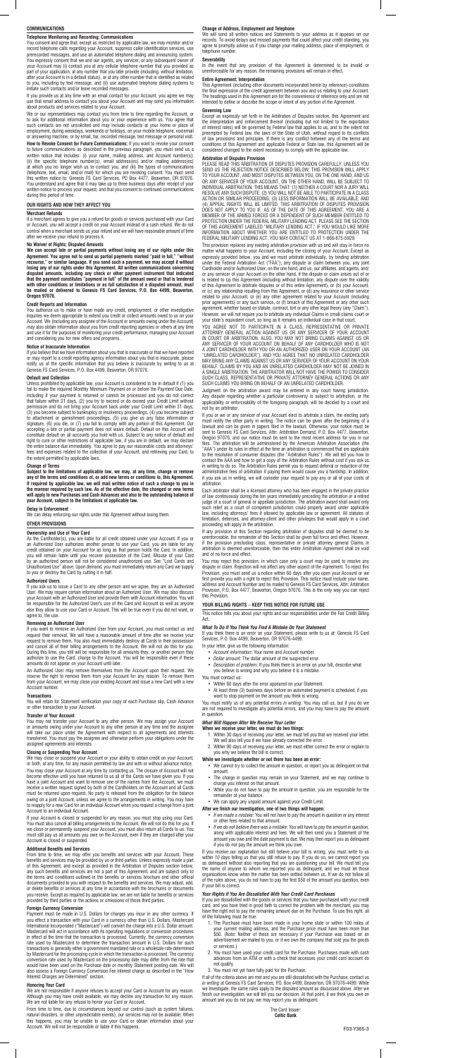## COMMUNICATIONS

### Telephone Monitoring and Recording; Communications

You consent and agree that, except as restricted by applicable law, we may monitor and/or record telephone calls regarding your Account, suppress caller identification services, use prerecorded messages, and use an automated telephone dialing and announcing system. You expressly consent that we and our agents, any servicer, or any subsequent owner of your Account may (i) contact you at any cellular telephone number that you provided as part of your application, at any number that you later provide (including, without limitation, after your Account is in a default status), or at any other number that is identified as related to you, including by text message, and (ii) use automated telephone dialing systems to initiate such contacts and/or leave recorded messages.

If you provide us at any time with an email contact for your Account, you agree we may use that email address to contact you about your Account and may send you information about products and services related to your Account.

We or our representatives may contact you from time to time regarding the Account, or to ask for additional information about you or your experience with us. You agree that such contacts are not unsolicited and may include contacts at your home or place of employment, during weekdays, weekends or holidays, on your mobile telephone, voicemail or answering machine, or by email, fax, recorded message, text message or personal visit.

**How to Revoke Consent for Future Communications:** If you want to revoke your consent to future communications as described in the previous paragraph, you must send us a written notice that includes: (i) your name, mailing address; and Account number(s); (ii) the specific telephone number(s), email address(es) and/or mailing address(es) at which you no longer wish us to contact you, and (iii) the types of communications (telephone, text, email, and/or mail) for which you are revoking consent. You must send this written notice to: Genesis FS Card Services, PO Box 4477, Beaverton, OR 97076. You understand and agree that it may take up to three business days after receipt of your written notice to process your request, and that you consent to continued communications during this period of time.

## OUR RIGHTS AND HOW THEY AFFECT YOU

### Merchant Refunds

If a merchant agrees to give you a refund for goods or services purchased with your Card or Account, you will accept a credit on your Account instead of a cash refund. We do not control when a merchant sends us your refund and we will have reasonable amount of time after we receive your refund to process it.

### No Waiver of Rights; Disputed Amounts

**We can accept late or partial payments without losing any of our rights under this Agreement. You agree not to send us partial payments marked "paid in full," "without recourse," or similar language. If you send such a payment, we may accept it without losing any of our rights under this Agreement. All written communications concerning disputed amounts, including any check or other payment instrument that indicated that the payment constitutes "payment in full" of the amount owed or that is tendered with other conditions or limitations or as full satisfaction of a disputed amount, must be mailed or delivered to Genesis FS Card Services, P.O. Box 4499, Beaverton, Oregon 97076.**

### Credit Reports and Information

You authorize us to make or have made any credit, employment, or other investigative inquiries we deem appropriate to extend you credit or collect amounts owed to us on your Account. We (including any assignee of the Account or amounts owing under the Account) may also obtain information about you from credit reporting agencies or others at any time and use it for the purposes of monitoring your credit performance, managing your Account and considering you for new offers and programs.

### Notice of Inaccurate Information

If you believe that we have information about you that is inaccurate or that we have reported or may report to a credit reporting agency information about you that is inaccurate, please notify us of the specific information that you believe is inaccurate by writing to us at Genesis FS Card Services, P.O. Box 4499, Beaverton, OR 97076.

### Default and Collection

Unless prohibited by applicable law, your Account is considered to be in default if (1) you fail to make the required Monthly Minimum Payment on or before the Payment Due Date, including if your payment is returned or cannot be processed and you do not correct that failure within 31 days, (2) you try to exceed or do exceed your Credit Limit without permission and do not bring your Account back under your Credit Limit within 31 days, (3) you become subject to bankruptcy or insolvency proceedings, (4) you become subject to attachment or garnishment proceedings, (5) you give us any false information or signature, (6) you die, or (7) you fail to comply with any portion of this Agreement. Our accepting a late or partial payment does not waive default. Default on this Account will constitute default on all accounts you hold with us. Subject to any notice of default and right to cure or other restrictions of applicable law, if you are in default, we may declare the entire balance due immediately. You agree to pay our reasonable costs and attorneys' fees and expenses related to the collection of your Account, and retrieving your Card, to the extent permitted by applicable laws.

### Change of Terms

**Subject to the limitations of applicable law, we may, at any time, change or remove any of the terms and conditions of, or add new terms or conditions to, this Agreement. If required by applicable law, we will mail written notice of such a change to you in the manner required by such law. As of the effective date, the changed or new terms will apply to new Purchases and Cash Advances and also to the outstanding balance of your Account, subject to the limitations of applicable law.**

### Delay in Enforcement

We can delay enforcing our rights under this Agreement without losing them.

## OTHER PROVISIONS

### Ownership and Use of Your Card

As the Cardholder(s), you are liable for all credit obtained under your Account. If you or an Authorized User authorizes another person to use your Card, you are liable for any credit obtained on your Account for as long as that person holds the Card. In addition, you will remain liable until you recover possession of the Card. Misuse of your Card by an authorized person will not be considered unauthorized use. See "Lost Cards and Unauthorized Use" above. Upon demand, you must immediately return any Card we supply to you or destroy the Card by cutting it in half.

### Authorized Users

If you ask us to issue a Card to any other person and we agree, they are an Authorized User. We may require certain information about an Authorized User. We may also discuss your Account with an Authorized User and provide them with Account information. You will be responsible for the Authorized User's use of the Card and Account as well as anyone else they allow to use your Card or Account. This will be true even if you did not want, or agree to, the use.

### Removing an Authorized User

If you want to remove an Authorized User from your Account, you must contact us and request their removal. We will have a reasonable amount of time after we receive your request to remove them. You also must immediately destroy all Cards in their possession and cancel all of their billing arrangements to the Account. We will not do this for you. During this time, you still will be responsible for all amounts they, or another person they authorize to use the Card, charge to the Account. You will be responsible even if these amounts do not appear on your Account until later.

An Authorized User may remove themselves from the Account upon their request. We reserve the right to remove them from your Account for any reason. To remove them from your Account, we may close your existing Account and issue a new Card with a new Account number.

### Transactions

You will retain for Statement verification your copy of each Purchase slip, Cash Advance or other transaction to your Account.

### Transfer of Your Account

You may not transfer your Account to any other person. We may assign your Account or amounts owing under your Account to any other person at any time and the assignee will take our place under the Agreement with respect to all agreements and interests transferred. You must pay the assignee and otherwise perform your obligations under the assigned agreements and interests.

### Closing or Suspending Your Account

We may close or suspend your Account or your ability to obtain credit on your Account, or both, at any time, for any reason permitted by law and with or without advance notice. You may close your Account at any time by contacting us. The closure of Account will not become effective until you have returned to us all of the Cards we have given you. If you have a joint Account and want to remove one of the names from the Account, we must receive a written request signed by both of the Cardholders on the Account and all Cards must be returned upon request. No party is released from the obligation for the balance owing on a joint Account, unless we agree to the arrangements in writing. You may have to reapply for a new Card for an Individual Account when you request a change from a joint Account to an individual Account.

If your Account is closed or suspended for any reason, you must stop using your Card. You must also cancel all billing arrangements to the Account. We will not do this for you. If we close or permanently suspend your Account, you must also return all Cards to us. You must still pay us all amounts you owe on the Account, even if they are charged after your Account is closed or suspended.

### Additional Benefits and Services

From time to time, we may offer you benefits and services with your Account. These benefits and services may be provided by us or third parties. Unless expressly made a part of this Agreement, and except as provided in the Arbitration of Disputes section below, any such benefits and services are not a part of this Agreement, and are subject only to the terms and conditions outlined in the benefits or services brochure and other official documents provided to you with respect to the benefits and services. We may adjust, add, or delete benefits or services at any time in accordance with the brochures or documents you receive. Except as required by applicable law, we are not liable for benefits or services provided by third parties or the actions or omissions of those third parties.

### Foreign Currency Conversion

Payment must be made in U.S. Dollars for charges you incur in any other currency. If you effect a transaction with your Card in a currency other than U.S. Dollars, Mastercard International Incorporated ("Mastercard") will convert the charge into a U.S. Dollar amount. Mastercard will act in accordance with its operating regulations or conversion procedures in effect at the time that the transaction is processed. Currently, the currency conversion rate used by Mastercard to determine the transaction amount in U.S. Dollars for such transactions is generally either a government mandated rate or a wholesale rate determined by Mastercard for the processing cycle in which the transaction is processed. The currency conversion rate used by Mastercard on the processing date may differ from the rate that would have been used on the Purchase date or monthly Statement posting date. We will also assess a Foreign Currency Conversion Fee interest charge as described in the "How Interest Charges are Determined" section.

### Honoring Your Card

We are not responsible if anyone refuses to accept your Card or Account for any reason. Although you may have credit available, we may decline any transaction for any reason. We are not liable for any refusal to honor your Card or Account.

From time to time, due to circumstances beyond our control (such as system failures, natural disasters, or other unpredictable events), our services may not be available. When this happens, you may be unable to use your Card or obtain information about your Account. We will not be responsible or liable if this happens.

### Change of Address, Employment and Telephone

We will send all written notices and Statements to your address as it appears on our records. To avoid delays and missed payments that could affect your credit standing, you agree to promptly advise us if you change your mailing address, place of employment, or telephone number.

### Severability

In the event that any provision of this Agreement is determined to be invalid or unenforceable for any reason, the remaining provisions will remain in effect.

### Entire Agreement; Interpretation

This Agreement (including other documents incorporated herein by reference) constitutes the final expression of the credit agreement between you and us relating to your Account. The headings used in this Agreement are for the convenience of reference only and are not intended to define or describe the scope or intent of any portion of the Agreement.

### Governing Law

Except as expressly set forth in the Arbitration of Disputes section, this Agreement and the interpretation and enforcement thereof (including but not limited to the exportation of interest rates) will be governed by Federal law that applies to us, and to the extent not preempted by Federal law, the laws of the State of Utah, without regard to its conflicts of law provisions and principles. If there is any conflict between any of the terms and conditions of this Agreement and applicable Federal or State law, this Agreement will be considered changed to the extent necessary to comply with the applicable law.

### Arbitration of Disputes Provision

PLEASE READ THIS ARBITRATION OF DISPUTES PROVISION CAREFULLY. UNLESS YOU SEND US THE REJECTION NOTICE DESCRIBED BELOW, THIS PROVISION WILL APPLY TO YOUR ACCOUNT, AND MOST DISPUTES BETWEEN YOU, ON THE ONE HAND, AND US OR ANY SERVICER OF YOUR ACCOUNT, ON THE OTHER HAND, WILL BE SUBJECT TO INDIVIDUAL ARBITRATION. THIS MEANS THAT: (1) NEITHER A COURT NOR A JURY WILL RESOLVE ANY SUCH DISPUTE; (2) YOU WILL NOT BE ABLE TO PARTICIPATE IN A CLASS ACTION OR SIMILAR PROCEEDING; (3) LESS INFORMATION WILL BE AVAILABLE; AND (4) APPEAL RIGHTS WILL BE LIMITED. THIS ARBITRATION OF DISPUTES PROVISION DOES NOT APPLY TO YOU IF, AS OF THE DATE OF THIS AGREEMENT, YOU ARE A MEMBER OF THE ARMED FORCES OR A DEPENDENT OF SUCH MEMBER ENTITLED TO PROTECTION UNDER THE FEDERAL MILITARY LENDING ACT. PLEASE SEE THE SECTION OF THIS AGREEMENT LABELED "MILITARY LENDING ACT." IF YOU WOULD LIKE MORE INFORMATION ABOUT WHETHER YOU ARE ENTITLED TO PROTECTION UNDER THE FEDERAL MILITARY LENDING ACT, YOU MAY CONTACT US AT 1-866-875-5929.

This provision replaces any existing arbitration provision with us and will stay in force no matter what happens to your Account, including the closing of your Account. Except as expressly provided below, you and we must arbitrate individually, by binding arbitration under the Federal Arbitration Act ("FAA"), any dispute or claim between you, any joint Cardholder and/or Authorized User, on the one hand, and us, our affiliates, and agents, and/or any servicer of your Account on the other hand, if the dispute or claim arises out of or is related to (a) this Agreement (including without limitation, any dispute over the validity of this Agreement to arbitrate disputes or of this entire Agreement), or (b) your Account, or (c) any relationship resulting from this Agreement, or (d) any insurance or other service related to your Account, or (e) any other agreement related to your Account (including prior agreements) or any such service, or (f) breach of this Agreement or any other such agreement, whether based on statute, contract, tort or any other legal theory (any "Claim"). However, we will not require you to arbitrate any individual Claims in small claims court or your state's equivalent court, so long as it remains an individual case in that court.

YOU AGREE NOT TO PARTICIPATE IN A CLASS, REPRESENTATIVE OR PRIVATE ATTORNEY GENERAL ACTION AGAINST US OR ANY SERVICER OF YOUR ACCOUNT IN COURT OR ARBITRATION. ALSO, YOU MAY NOT BRING CLAIMS AGAINST US OR ANY SERVICER OF YOUR ACCOUNT ON BEHALF OF ANY CARDHOLDER WHO IS NOT A JOINT CARDHOLDER WITH YOU OR AN AUTHORIZED USER ON YOUR ACCOUNT (AN "UNRELATED CARDHOLDER"), AND YOU AGREE THAT NO UNRELATED CARDHOLDER MAY BRING ANY CLAIMS AGAINST US OR ANY SERVICER OF YOUR ACCOUNT ON YOUR BEHALF. CLAIMS BY YOU AND AN UNRELATED CARDHOLDER MAY NOT BE JOINED IN A SINGLE ARBITRATION. THE ARBITRATOR WILL NOT HAVE THE POWER TO CONSIDER SUCH CLASS, REPRESENTATIVE OR PRIVATE ATTORNEY GENERAL ACTIONS OR ANY SUCH CLAIMS YOU BRING ON BEHALF OF AN UNRELATED CARDHOLDER.

Judgment on the arbitration award may be entered in any court having jurisdiction. Any dispute regarding whether a particular controversy is subject to arbitration, or the applicability or enforceability of the foregoing paragraph, will be decided by a court and not by an arbitrator.

If you or we or any servicer of your Account elect to arbitrate a claim, the electing party must notify the other party in writing. The notice can be given after the beginning of a lawsuit and can be given in papers filed in the lawsuit. Otherwise, your notice must be sent to Genesis FS Card Services, Attn: Arbitration Demand, P.O. Box 4477, Beaverton, Oregon 97076, and our notice must be sent to the most recent address for you in our files. The arbitration will be administered by the American Arbitration Association (the "AAA") under its rules in effect at the time an arbitration is commenced that are applicable to the resolution of consumer disputes (the "Arbitration Rules"). We will tell you how to contact the AAA and how to get a copy of the Arbitration Rules without cost if you ask us in writing to do so. The Arbitration Rules permit you to request deferral or reduction of the administrative fees of arbitration if paying them would cause you a hardship. In addition, if you ask us in writing, we will consider your request to pay any or all of your costs of arbitration.

Each arbitrator shall be a licensed attorney who has been engaged in the private practice of law continuously during the ten years immediately preceding the arbitration or a retired judge of a court of general or appellate jurisdiction. The arbitration award shall award only such relief as a court of competent jurisdiction could properly award under applicable law, including attorneys' fees if allowed by applicable law or agreement. All statutes of limitation, defenses, and attorney-client and other privileges that would apply in a court proceeding will apply in the arbitration.

If any provision of this Section regarding arbitration of disputes shall be deemed to be unenforceable, the remainder of this Section shall be given full force and effect. However, if the provision precluding class, representative or private attorney general Claims in arbitration is deemed unenforceable, then this entire Arbitration Agreement shall be void and of no force and effect.

You may reject this provision, in which case only a court may be used to resolve any dispute or claim. Rejection will not affect any other aspect of the Agreement. To reject this Provision, you must send us a notice within 60 days after you open your Account or we first provide you with a right to reject this Provision. This notice must include your name, address and Account Number and be mailed to Genesis FS Card Services, Attn: Arbitration Provision, P.O. Box 4477, Beaverton, Oregon 97076. This is the only way you can reject this Provision.

## YOUR BILLING RIGHTS – KEEP THIS NOTICE FOR FUTURE USE

This notice tells you about your rights and our responsibilities under the Fair Credit Billing Act.

### *What To Do If You Think You Find A Mistake On Your Statement*

If you think there is an error on your Statement, please write to us at: Genesis FS Card Services, P.O. Box 4499, Beaverton, OR 97076-4499.

In your letter, give us the following information:

- *Account information:* Your name and Account number.
- *Dollar amount:* The dollar amount of the suspected error.
- *Description of problem:* If you think there is an error on your bill, describe what you believe is wrong and why you believe it is a mistake.

You must contact us:

- Within 60 days after the error appeared on your Statement.
- At least three (3) business days before an automated payment is scheduled, if you want to stop payment on the amount you think is wrong.

You must notify us of any potential errors *in writing*. You may call us, but if you do we are not required to investigate any potential errors, and you may have to pay the amount in question.

### *What Will Happen After We Receive Your Letter*

**When we receive your letter, we must do two things:**

1. Within 30 days of receiving your letter, we must tell you that we received your letter. We will also tell you if we have already corrected the error.
2. Within 90 days of receiving your letter, we must either correct the error or explain to you why we believe the bill is correct.

**While we investigate whether or not there has been an error:**

- We cannot try to collect the amount in question, or report you as delinquent on that amount.
- The charge in question may remain on your Statement, and we may continue to charge you interest on that amount.
- While you do not have to pay the amount in question, you are responsible for the remainder of your balance.
- We can apply any unpaid amount against your Credit Limit.

**After we finish our investigation, one of two things will happen:**

- *If we made a mistake:* You will not have to pay the amount in question or any interest or other fees related to that amount.
- *If we do not believe there was a mistake:* You will have to pay the amount in question, along with applicable interest and fees. We will then send you a Statement of the amount you owe and the date payment is due. We may then report you as delinquent if you do not pay the amount we think you owe.

If you receive our explanation but still believe your bill is wrong, you must write to us within 10 days telling us that you still refuse to pay. If you do so, we cannot report you as delinquent without also reporting that you are questioning your bill. We must tell you the name of anyone to whom we reported you as delinquent, and we must let those organizations know when the matter has been settled between us. If we do not follow all of the rules above, you do not have to pay the first $50 of the amount you question, even if your bill is correct.

### *Your Rights If You Are Dissatisfied With Your Credit Card Purchases*

If you are dissatisfied with the goods or services that you have purchased with your credit card, and you have tried in good faith to correct the problem with the merchant, you may have the right not to pay the remaining amount due on the Purchase. To use this right, all of the following must be true:

1. The Purchase must have been made in your home state or within 100 miles of your current mailing address, and the Purchase price must have been more than $50. (Note: Neither of these are necessary if your Purchase was based on an advertisement we mailed to you, or if we own the company that sold you the goods or services.)
2. You must have used your credit card for the Purchase. Purchases made with cash advances from an ATM or with a check that accesses your credit card account do not qualify.
3. You must not yet have fully paid for the Purchase.

If all of the criteria above are met and you are still dissatisfied with the Purchase, contact us *in writing* at Genesis FS Card Services, P.O. Box 4499, Beaverton, OR 97076-4499. While we investigate, the same rules apply to the disputed amount as discussed above. After we finish our investigation, we will tell you our decision. At that point, if we think you owe an amount and you do not pay, we may report you as delinquent.

The Card Issuer:
**Celtic Bank**

F03-Y365-3